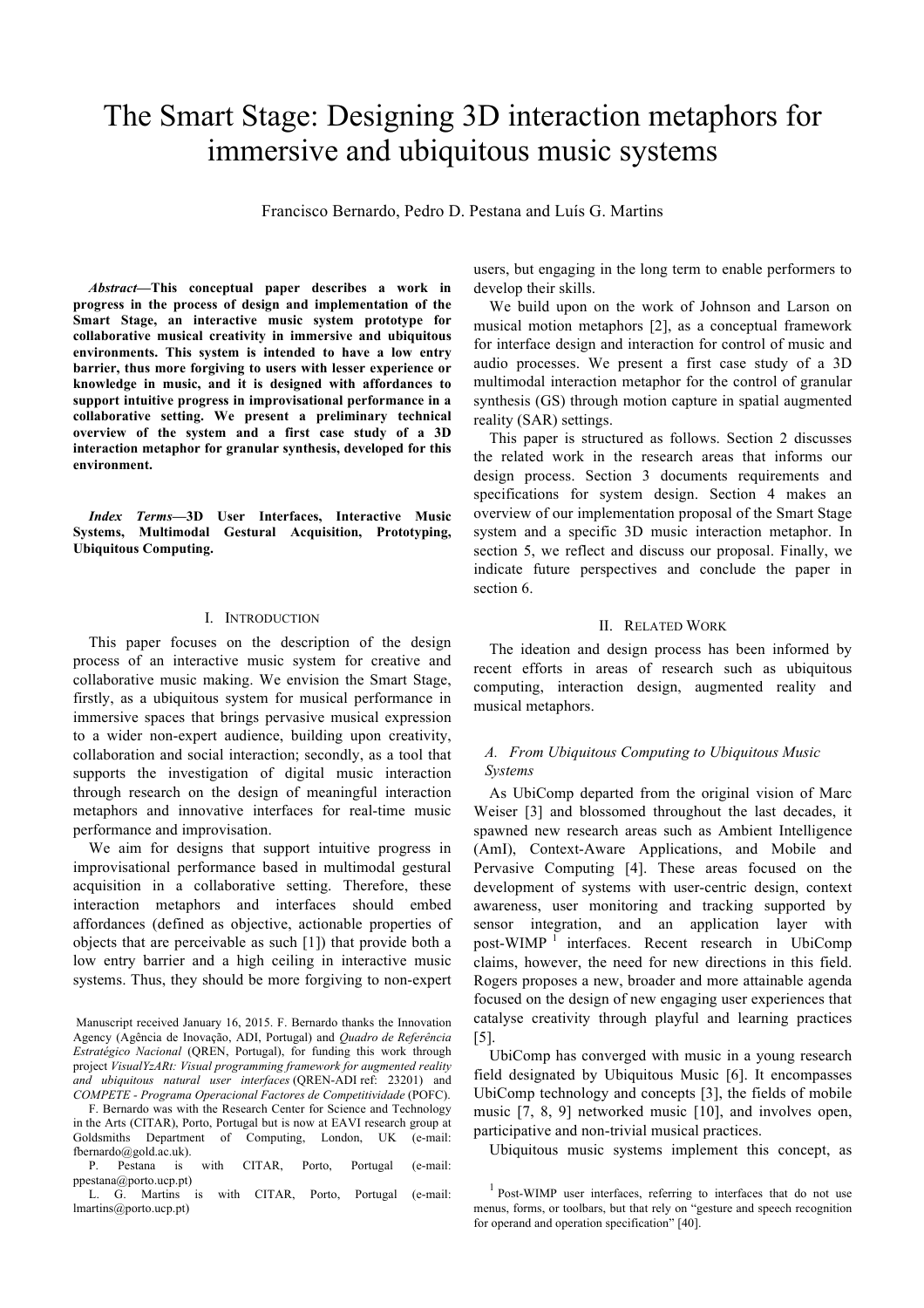# The Smart Stage: Designing 3D interaction metaphors for immersive and ubiquitous music systems

Francisco Bernardo, Pedro D. Pestana and Luís G. Martins

***Abstract*—This conceptual paper describes a work in progress in the process of design and implementation of the Smart Stage, an interactive music system prototype for collaborative musical creativity in immersive and ubiquitous environments. This system is intended to have a low entry barrier, thus more forgiving to users with lesser experience or knowledge in music, and it is designed with affordances to support intuitive progress in improvisational performance in a collaborative setting. We present a preliminary technical overview of the system and a first case study of a 3D interaction metaphor for granular synthesis, developed for this environment.**

***Index Terms*—3D User Interfaces, Interactive Music Systems, Multimodal Gestural Acquisition, Prototyping, Ubiquitous Computing.**

## I. Introduction

This paper focuses on the description of the design process of an interactive music system for creative and collaborative music making. We envision the Smart Stage, firstly, as a ubiquitous system for musical performance in immersive spaces that brings pervasive musical expression to a wider non-expert audience, building upon creativity, collaboration and social interaction; secondly, as a tool that supports the investigation of digital music interaction through research on the design of meaningful interaction metaphors and innovative interfaces for real-time music performance and improvisation.

We aim for designs that support intuitive progress in improvisational performance based in multimodal gestural acquisition in a collaborative setting. Therefore, these interaction metaphors and interfaces should embed affordances (defined as objective, actionable properties of objects that are perceivable as such [1]) that provide both a low entry barrier and a high ceiling in interactive music systems. Thus, they should be more forgiving to non-expert users, but engaging in the long term to enable performers to develop their skills.

We build upon on the work of Johnson and Larson on musical motion metaphors [2], as a conceptual framework for interface design and interaction for control of music and audio processes. We present a first case study of a 3D multimodal interaction metaphor for the control of granular synthesis (GS) through motion capture in spatial augmented reality (SAR) settings.

This paper is structured as follows. Section 2 discusses the related work in the research areas that informs our design process. Section 3 documents requirements and specifications for system design. Section 4 makes an overview of our implementation proposal of the Smart Stage system and a specific 3D music interaction metaphor. In section 5, we reflect and discuss our proposal. Finally, we indicate future perspectives and conclude the paper in section 6.

## II. Related Work

The ideation and design process has been informed by recent efforts in areas of research such as ubiquitous computing, interaction design, augmented reality and musical metaphors.

### *A. From Ubiquitous Computing to Ubiquitous Music Systems*

As UbiComp departed from the original vision of Marc Weiser [3] and blossomed throughout the last decades, it spawned new research areas such as Ambient Intelligence (AmI), Context-Aware Applications, and Mobile and Pervasive Computing [4]. These areas focused on the development of systems with user-centric design, context awareness, user monitoring and tracking supported by sensor integration, and an application layer with post-WIMP [1] interfaces. Recent research in UbiComp claims, however, the need for new directions in this field. Rogers proposes a new, broader and more attainable agenda focused on the design of new engaging user experiences that catalyse creativity through playful and learning practices [5].

UbiComp has converged with music in a young research field designated by Ubiquitous Music [6]. It encompasses UbiComp technology and concepts [3], the fields of mobile music [7, 8, 9] networked music [10], and involves open, participative and non-trivial musical practices.

Ubiquitous music systems implement this concept, as

[1] Post-WIMP user interfaces, referring to interfaces that do not use menus, forms, or toolbars, but that rely on "gesture and speech recognition for operand and operation specification" [40].

Manuscript received January 16, 2015. F. Bernardo thanks the Innovation Agency (Agência de Inovação, ADI, Portugal) and *Quadro de Referência Estratégico Nacional* (QREN, Portugal), for funding this work through project *VisualYzARt: Visual programming framework for augmented reality and ubiquitous natural user interfaces* (QREN-ADI ref: 23201) and *COMPETE - Programa Operacional Factores de Competitividade* (POFC).

F. Bernardo was with the Research Center for Science and Technology in the Arts (CITAR), Porto, Portugal but is now at EAVI research group at Goldsmiths Department of Computing, London, UK (e-mail: fbernardo@gold.ac.uk).

P. Pestana is with CITAR, Porto, Portugal (e-mail: ppestana@porto.ucp.pt)

L. G. Martins is with CITAR, Porto, Portugal (e-mail: lmartins@porto.ucp.pt)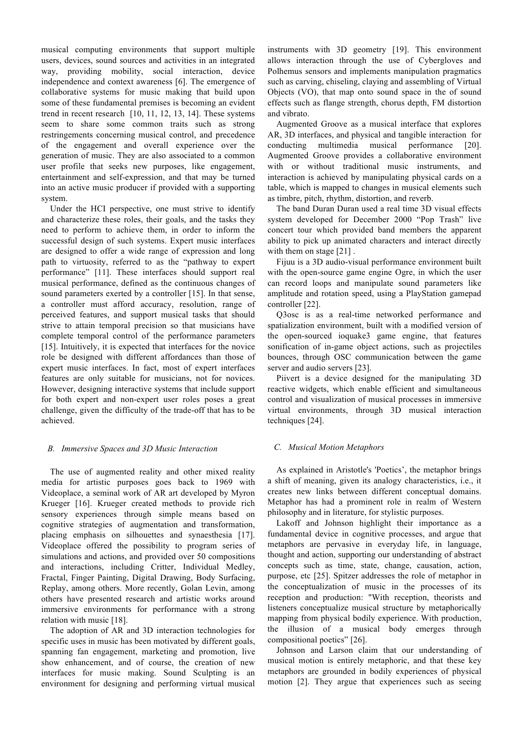musical computing environments that support multiple users, devices, sound sources and activities in an integrated way, providing mobility, social interaction, device independence and context awareness [6]. The emergence of collaborative systems for music making that build upon some of these fundamental premises is becoming an evident trend in recent research [10, 11, 12, 13, 14]. These systems seem to share some common traits such as strong restringements concerning musical control, and precedence of the engagement and overall experience over the generation of music. They are also associated to a common user profile that seeks new purposes, like engagement, entertainment and self-expression, and that may be turned into an active music producer if provided with a supporting system.

Under the HCI perspective, one must strive to identify and characterize these roles, their goals, and the tasks they need to perform to achieve them, in order to inform the successful design of such systems. Expert music interfaces are designed to offer a wide range of expression and long path to virtuosity, referred to as the "pathway to expert performance" [11]. These interfaces should support real musical performance, defined as the continuous changes of sound parameters exerted by a controller [15]. In that sense, a controller must afford accuracy, resolution, range of perceived features, and support musical tasks that should strive to attain temporal precision so that musicians have complete temporal control of the performance parameters [15]. Intuitively, it is expected that interfaces for the novice role be designed with different affordances than those of expert music interfaces. In fact, most of expert interfaces features are only suitable for musicians, not for novices. However, designing interactive systems that include support for both expert and non-expert user roles poses a great challenge, given the difficulty of the trade-off that has to be achieved.

### *B. Immersive Spaces and 3D Music Interaction*

The use of augmented reality and other mixed reality media for artistic purposes goes back to 1969 with Videoplace, a seminal work of AR art developed by Myron Krueger [16]. Krueger created methods to provide rich sensory experiences through simple means based on cognitive strategies of augmentation and transformation, placing emphasis on silhouettes and synaesthesia [17]. Videoplace offered the possibility to program series of simulations and actions, and provided over 50 compositions and interactions, including Critter, Individual Medley, Fractal, Finger Painting, Digital Drawing, Body Surfacing, Replay, among others. More recently, Golan Levin, among others have presented research and artistic works around immersive environments for performance with a strong relation with music [18].

The adoption of AR and 3D interaction technologies for specific uses in music has been motivated by different goals, spanning fan engagement, marketing and promotion, live show enhancement, and of course, the creation of new interfaces for music making. Sound Sculpting is an environment for designing and performing virtual musical instruments with 3D geometry [19]. This environment allows interaction through the use of Cybergloves and Polhemus sensors and implements manipulation pragmatics such as carving, chiseling, claying and assembling of Virtual Objects (VO), that map onto sound space in the of sound effects such as flange strength, chorus depth, FM distortion and vibrato.

Augmented Groove as a musical interface that explores AR, 3D interfaces, and physical and tangible interaction for conducting multimedia musical performance [20]. Augmented Groove provides a collaborative environment with or without traditional music instruments, and interaction is achieved by manipulating physical cards on a table, which is mapped to changes in musical elements such as timbre, pitch, rhythm, distortion, and reverb.

The band Duran Duran used a real time 3D visual effects system developed for December 2000 "Pop Trash" live concert tour which provided band members the apparent ability to pick up animated characters and interact directly with them on stage [21] .

Fijuu is a 3D audio-visual performance environment built with the open-source game engine Ogre, in which the user can record loops and manipulate sound parameters like amplitude and rotation speed, using a PlayStation gamepad controller [22].

Q3osc is as a real-time networked performance and spatialization environment, built with a modified version of the open-sourced ioquake3 game engine, that features sonification of in-game object actions, such as projectiles bounces, through OSC communication between the game server and audio servers [23].

Piivert is a device designed for the manipulating 3D reactive widgets, which enable efficient and simultaneous control and visualization of musical processes in immersive virtual environments, through 3D musical interaction techniques [24].

### *C. Musical Motion Metaphors*

As explained in Aristotle's 'Poetics', the metaphor brings a shift of meaning, given its analogy characteristics, i.e., it creates new links between different conceptual domains. Metaphor has had a prominent role in realm of Western philosophy and in literature, for stylistic purposes.

Lakoff and Johnson highlight their importance as a fundamental device in cognitive processes, and argue that metaphors are pervasive in everyday life, in language, thought and action, supporting our understanding of abstract concepts such as time, state, change, causation, action, purpose, etc [25]. Spitzer addresses the role of metaphor in the conceptualization of music in the processes of its reception and production: "With reception, theorists and listeners conceptualize musical structure by metaphorically mapping from physical bodily experience. With production, the illusion of a musical body emerges through compositional poetics" [26].

Johnson and Larson claim that our understanding of musical motion is entirely metaphoric, and that these key metaphors are grounded in bodily experiences of physical motion [2]. They argue that experiences such as seeing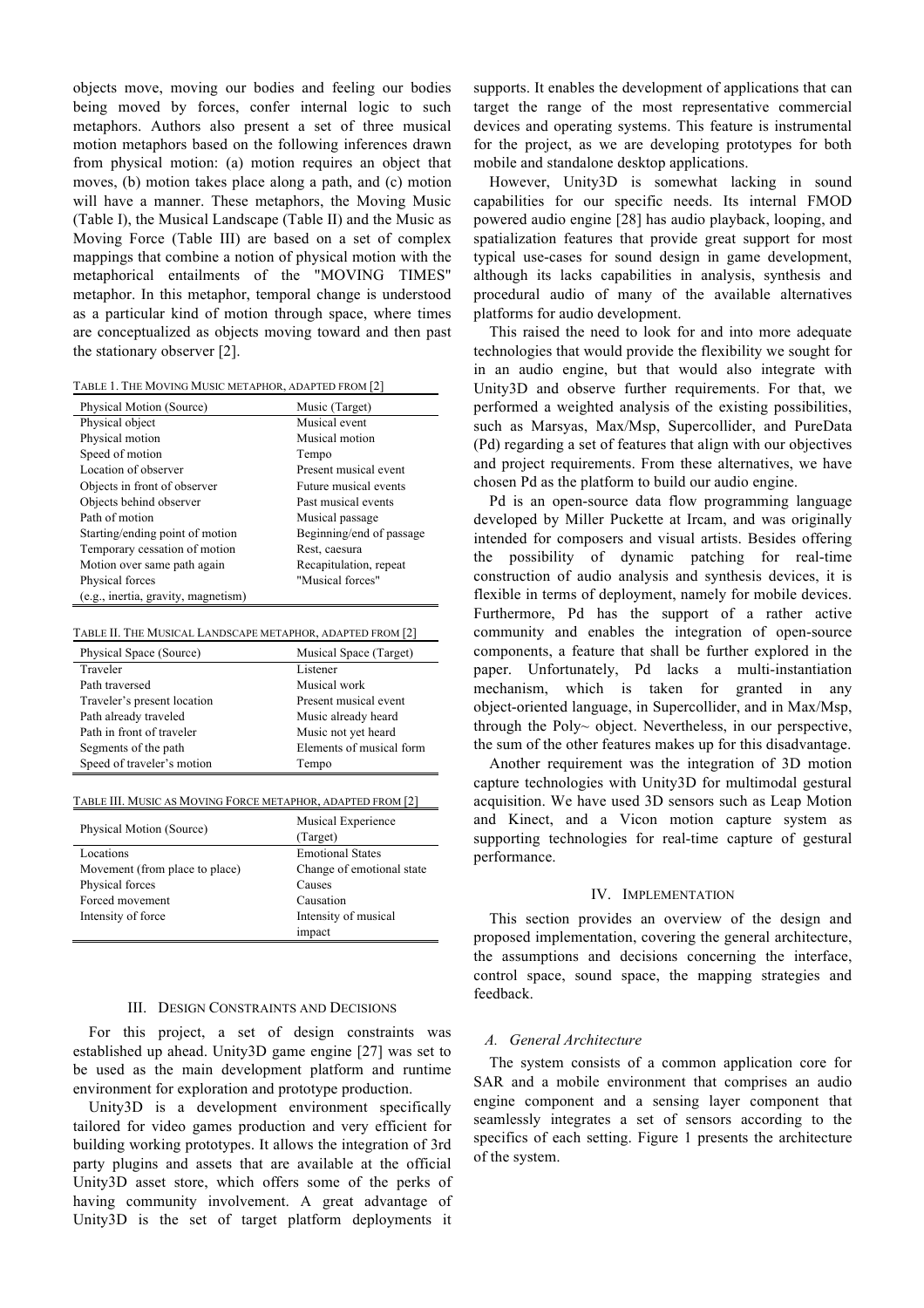objects move, moving our bodies and feeling our bodies being moved by forces, confer internal logic to such metaphors. Authors also present a set of three musical motion metaphors based on the following inferences drawn from physical motion: (a) motion requires an object that moves, (b) motion takes place along a path, and (c) motion will have a manner. These metaphors, the Moving Music (Table I), the Musical Landscape (Table II) and the Music as Moving Force (Table III) are based on a set of complex mappings that combine a notion of physical motion with the metaphorical entailments of the "MOVING TIMES" metaphor. In this metaphor, temporal change is understood as a particular kind of motion through space, where times are conceptualized as objects moving toward and then past the stationary observer [2].

TABLE 1. THE MOVING MUSIC METAPHOR, ADAPTED FROM [2]

| Physical Motion (Source) | Music (Target) |
|---|---|
| Physical object | Musical event |
| Physical motion | Musical motion |
| Speed of motion | Tempo |
| Location of observer | Present musical event |
| Objects in front of observer | Future musical events |
| Objects behind observer | Past musical events |
| Path of motion | Musical passage |
| Starting/ending point of motion | Beginning/end of passage |
| Temporary cessation of motion | Rest, caesura |
| Motion over same path again | Recapitulation, repeat |
| Physical forces (e.g., inertia, gravity, magnetism) | "Musical forces" |

TABLE II. THE MUSICAL LANDSCAPE METAPHOR, ADAPTED FROM [2]

| Physical Space (Source) | Musical Space (Target) |
|---|---|
| Traveler | Listener |
| Path traversed | Musical work |
| Traveler's present location | Present musical event |
| Path already traveled | Music already heard |
| Path in front of traveler | Music not yet heard |
| Segments of the path | Elements of musical form |
| Speed of traveler's motion | Tempo |

TABLE III. MUSIC AS MOVING FORCE METAPHOR, ADAPTED FROM [2]

| Physical Motion (Source) | Musical Experience (Target) |
|---|---|
| Locations | Emotional States |
| Movement (from place to place) | Change of emotional state |
| Physical forces | Causes |
| Forced movement | Causation |
| Intensity of force | Intensity of musical impact |

## III. DESIGN CONSTRAINTS AND DECISIONS

For this project, a set of design constraints was established up ahead. Unity3D game engine [27] was set to be used as the main development platform and runtime environment for exploration and prototype production.

Unity3D is a development environment specifically tailored for video games production and very efficient for building working prototypes. It allows the integration of 3rd party plugins and assets that are available at the official Unity3D asset store, which offers some of the perks of having community involvement. A great advantage of Unity3D is the set of target platform deployments it supports. It enables the development of applications that can target the range of the most representative commercial devices and operating systems. This feature is instrumental for the project, as we are developing prototypes for both mobile and standalone desktop applications.

However, Unity3D is somewhat lacking in sound capabilities for our specific needs. Its internal FMOD powered audio engine [28] has audio playback, looping, and spatialization features that provide great support for most typical use-cases for sound design in game development, although its lacks capabilities in analysis, synthesis and procedural audio of many of the available alternatives platforms for audio development.

This raised the need to look for and into more adequate technologies that would provide the flexibility we sought for in an audio engine, but that would also integrate with Unity3D and observe further requirements. For that, we performed a weighted analysis of the existing possibilities, such as Marsyas, Max/Msp, Supercollider, and PureData (Pd) regarding a set of features that align with our objectives and project requirements. From these alternatives, we have chosen Pd as the platform to build our audio engine.

Pd is an open-source data flow programming language developed by Miller Puckette at Ircam, and was originally intended for composers and visual artists. Besides offering the possibility of dynamic patching for real-time construction of audio analysis and synthesis devices, it is flexible in terms of deployment, namely for mobile devices. Furthermore, Pd has the support of a rather active community and enables the integration of open-source components, a feature that shall be further explored in the paper. Unfortunately, Pd lacks a multi-instantiation mechanism, which is taken for granted in any object-oriented language, in Supercollider, and in Max/Msp, through the Poly~ object. Nevertheless, in our perspective, the sum of the other features makes up for this disadvantage.

Another requirement was the integration of 3D motion capture technologies with Unity3D for multimodal gestural acquisition. We have used 3D sensors such as Leap Motion and Kinect, and a Vicon motion capture system as supporting technologies for real-time capture of gestural performance.

## IV. IMPLEMENTATION

This section provides an overview of the design and proposed implementation, covering the general architecture, the assumptions and decisions concerning the interface, control space, sound space, the mapping strategies and feedback.

### *A. General Architecture*

The system consists of a common application core for SAR and a mobile environment that comprises an audio engine component and a sensing layer component that seamlessly integrates a set of sensors according to the specifics of each setting. Figure 1 presents the architecture of the system.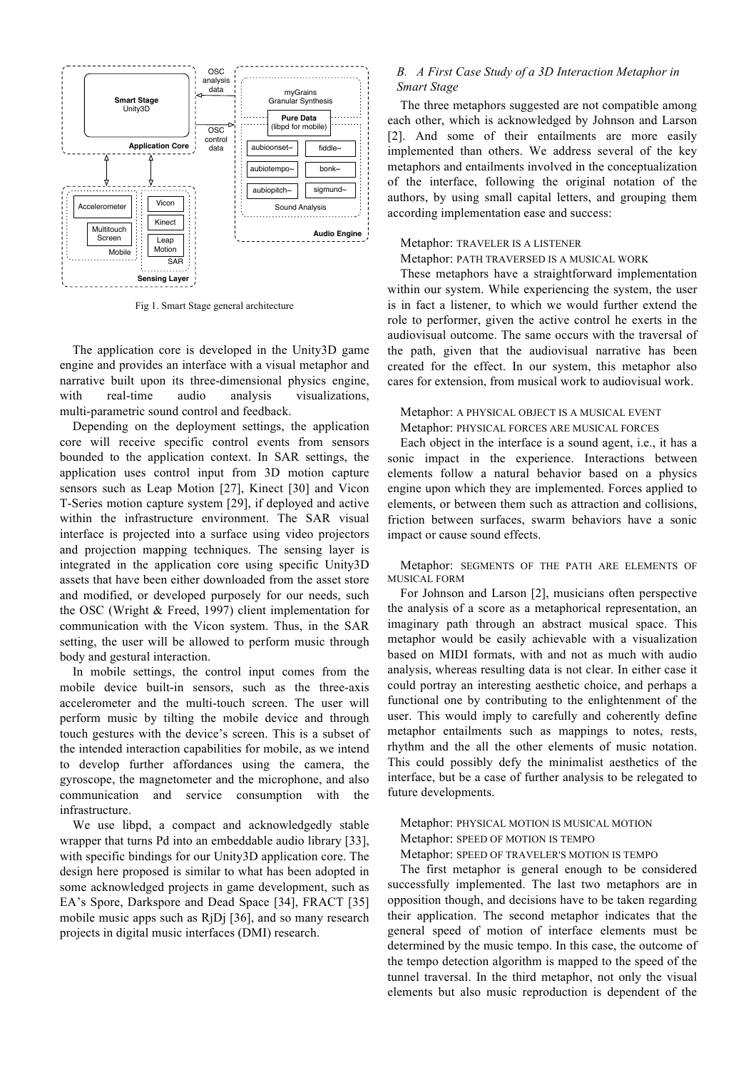Fig 1. Smart Stage general architecture

The application core is developed in the Unity3D game engine and provides an interface with a visual metaphor and narrative built upon its three-dimensional physics engine, with real-time audio analysis visualizations, multi-parametric sound control and feedback.

Depending on the deployment settings, the application core will receive specific control events from sensors bounded to the application context. In SAR settings, the application uses control input from 3D motion capture sensors such as Leap Motion [27], Kinect [30] and Vicon T-Series motion capture system [29], if deployed and active within the infrastructure environment. The SAR visual interface is projected into a surface using video projectors and projection mapping techniques. The sensing layer is integrated in the application core using specific Unity3D assets that have been either downloaded from the asset store and modified, or developed purposely for our needs, such the OSC (Wright & Freed, 1997) client implementation for communication with the Vicon system. Thus, in the SAR setting, the user will be allowed to perform music through body and gestural interaction.

In mobile settings, the control input comes from the mobile device built-in sensors, such as the three-axis accelerometer and the multi-touch screen. The user will perform music by tilting the mobile device and through touch gestures with the device's screen. This is a subset of the intended interaction capabilities for mobile, as we intend to develop further affordances using the camera, the gyroscope, the magnetometer and the microphone, and also communication and service consumption with the infrastructure.

We use libpd, a compact and acknowledgedly stable wrapper that turns Pd into an embeddable audio library [33], with specific bindings for our Unity3D application core. The design here proposed is similar to what has been adopted in some acknowledged projects in game development, such as EA's Spore, Darkspore and Dead Space [34], FRACT [35] mobile music apps such as RjDj [36], and so many research projects in digital music interfaces (DMI) research.

### *B. A First Case Study of a 3D Interaction Metaphor in Smart Stage*

The three metaphors suggested are not compatible among each other, which is acknowledged by Johnson and Larson [2]. And some of their entailments are more easily implemented than others. We address several of the key metaphors and entailments involved in the conceptualization of the interface, following the original notation of the authors, by using small capital letters, and grouping them according implementation ease and success:

Metaphor: TRAVELER IS A LISTENER

Metaphor: PATH TRAVERSED IS A MUSICAL WORK

These metaphors have a straightforward implementation within our system. While experiencing the system, the user is in fact a listener, to which we would further extend the role to performer, given the active control he exerts in the audiovisual outcome. The same occurs with the traversal of the path, given that the audiovisual narrative has been created for the effect. In our system, this metaphor also cares for extension, from musical work to audiovisual work.

Metaphor: A PHYSICAL OBJECT IS A MUSICAL EVENT

Metaphor: PHYSICAL FORCES ARE MUSICAL FORCES

Each object in the interface is a sound agent, i.e., it has a sonic impact in the experience. Interactions between elements follow a natural behavior based on a physics engine upon which they are implemented. Forces applied to elements, or between them such as attraction and collisions, friction between surfaces, swarm behaviors have a sonic impact or cause sound effects.

Metaphor: SEGMENTS OF THE PATH ARE ELEMENTS OF MUSICAL FORM

For Johnson and Larson [2], musicians often perspective the analysis of a score as a metaphorical representation, an imaginary path through an abstract musical space. This metaphor would be easily achievable with a visualization based on MIDI formats, with and not as much with audio analysis, whereas resulting data is not clear. In either case it could portray an interesting aesthetic choice, and perhaps a functional one by contributing to the enlightenment of the user. This would imply to carefully and coherently define metaphor entailments such as mappings to notes, rests, rhythm and the all the other elements of music notation. This could possibly defy the minimalist aesthetics of the interface, but be a case of further analysis to be relegated to future developments.

Metaphor: PHYSICAL MOTION IS MUSICAL MOTION

Metaphor: SPEED OF MOTION IS TEMPO

Metaphor: SPEED OF TRAVELER'S MOTION IS TEMPO

The first metaphor is general enough to be considered successfully implemented. The last two metaphors are in opposition though, and decisions have to be taken regarding their application. The second metaphor indicates that the general speed of motion of interface elements must be determined by the music tempo. In this case, the outcome of the tempo detection algorithm is mapped to the speed of the tunnel traversal. In the third metaphor, not only the visual elements but also music reproduction is dependent of the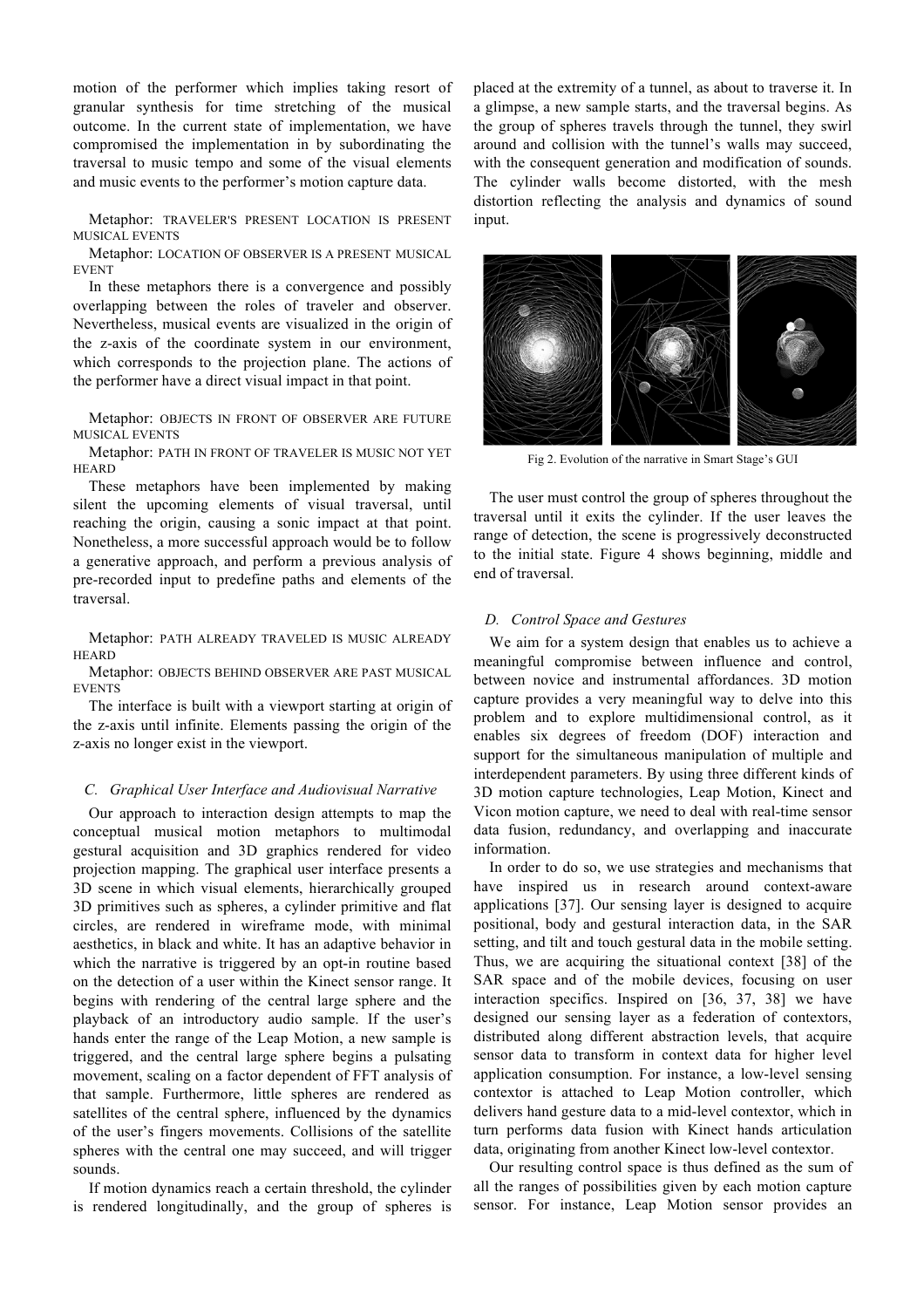motion of the performer which implies taking resort of granular synthesis for time stretching of the musical outcome. In the current state of implementation, we have compromised the implementation in by subordinating the traversal to music tempo and some of the visual elements and music events to the performer's motion capture data.

Metaphor: TRAVELER'S PRESENT LOCATION IS PRESENT MUSICAL EVENTS

Metaphor: LOCATION OF OBSERVER IS A PRESENT MUSICAL EVENT

In these metaphors there is a convergence and possibly overlapping between the roles of traveler and observer. Nevertheless, musical events are visualized in the origin of the z-axis of the coordinate system in our environment, which corresponds to the projection plane. The actions of the performer have a direct visual impact in that point.

Metaphor: OBJECTS IN FRONT OF OBSERVER ARE FUTURE MUSICAL EVENTS

Metaphor: PATH IN FRONT OF TRAVELER IS MUSIC NOT YET HEARD

These metaphors have been implemented by making silent the upcoming elements of visual traversal, until reaching the origin, causing a sonic impact at that point. Nonetheless, a more successful approach would be to follow a generative approach, and perform a previous analysis of pre-recorded input to predefine paths and elements of the traversal.

Metaphor: PATH ALREADY TRAVELED IS MUSIC ALREADY HEARD

Metaphor: OBJECTS BEHIND OBSERVER ARE PAST MUSICAL EVENTS

The interface is built with a viewport starting at origin of the z-axis until infinite. Elements passing the origin of the z-axis no longer exist in the viewport.

### C. *Graphical User Interface and Audiovisual Narrative*

Our approach to interaction design attempts to map the conceptual musical motion metaphors to multimodal gestural acquisition and 3D graphics rendered for video projection mapping. The graphical user interface presents a 3D scene in which visual elements, hierarchically grouped 3D primitives such as spheres, a cylinder primitive and flat circles, are rendered in wireframe mode, with minimal aesthetics, in black and white. It has an adaptive behavior in which the narrative is triggered by an opt-in routine based on the detection of a user within the Kinect sensor range. It begins with rendering of the central large sphere and the playback of an introductory audio sample. If the user's hands enter the range of the Leap Motion, a new sample is triggered, and the central large sphere begins a pulsating movement, scaling on a factor dependent of FFT analysis of that sample. Furthermore, little spheres are rendered as satellites of the central sphere, influenced by the dynamics of the user's fingers movements. Collisions of the satellite spheres with the central one may succeed, and will trigger sounds.

If motion dynamics reach a certain threshold, the cylinder is rendered longitudinally, and the group of spheres is placed at the extremity of a tunnel, as about to traverse it. In a glimpse, a new sample starts, and the traversal begins. As the group of spheres travels through the tunnel, they swirl around and collision with the tunnel's walls may succeed, with the consequent generation and modification of sounds. The cylinder walls become distorted, with the mesh distortion reflecting the analysis and dynamics of sound input.

Fig 2. Evolution of the narrative in Smart Stage's GUI

The user must control the group of spheres throughout the traversal until it exits the cylinder. If the user leaves the range of detection, the scene is progressively deconstructed to the initial state. Figure 4 shows beginning, middle and end of traversal.

### D. *Control Space and Gestures*

We aim for a system design that enables us to achieve a meaningful compromise between influence and control, between novice and instrumental affordances. 3D motion capture provides a very meaningful way to delve into this problem and to explore multidimensional control, as it enables six degrees of freedom (DOF) interaction and support for the simultaneous manipulation of multiple and interdependent parameters. By using three different kinds of 3D motion capture technologies, Leap Motion, Kinect and Vicon motion capture, we need to deal with real-time sensor data fusion, redundancy, and overlapping and inaccurate information.

In order to do so, we use strategies and mechanisms that have inspired us in research around context-aware applications [37]. Our sensing layer is designed to acquire positional, body and gestural interaction data, in the SAR setting, and tilt and touch gestural data in the mobile setting. Thus, we are acquiring the situational context [38] of the SAR space and of the mobile devices, focusing on user interaction specifics. Inspired on [36, 37, 38] we have designed our sensing layer as a federation of contextors, distributed along different abstraction levels, that acquire sensor data to transform in context data for higher level application consumption. For instance, a low-level sensing contextor is attached to Leap Motion controller, which delivers hand gesture data to a mid-level contextor, which in turn performs data fusion with Kinect hands articulation data, originating from another Kinect low-level contextor.

Our resulting control space is thus defined as the sum of all the ranges of possibilities given by each motion capture sensor. For instance, Leap Motion sensor provides an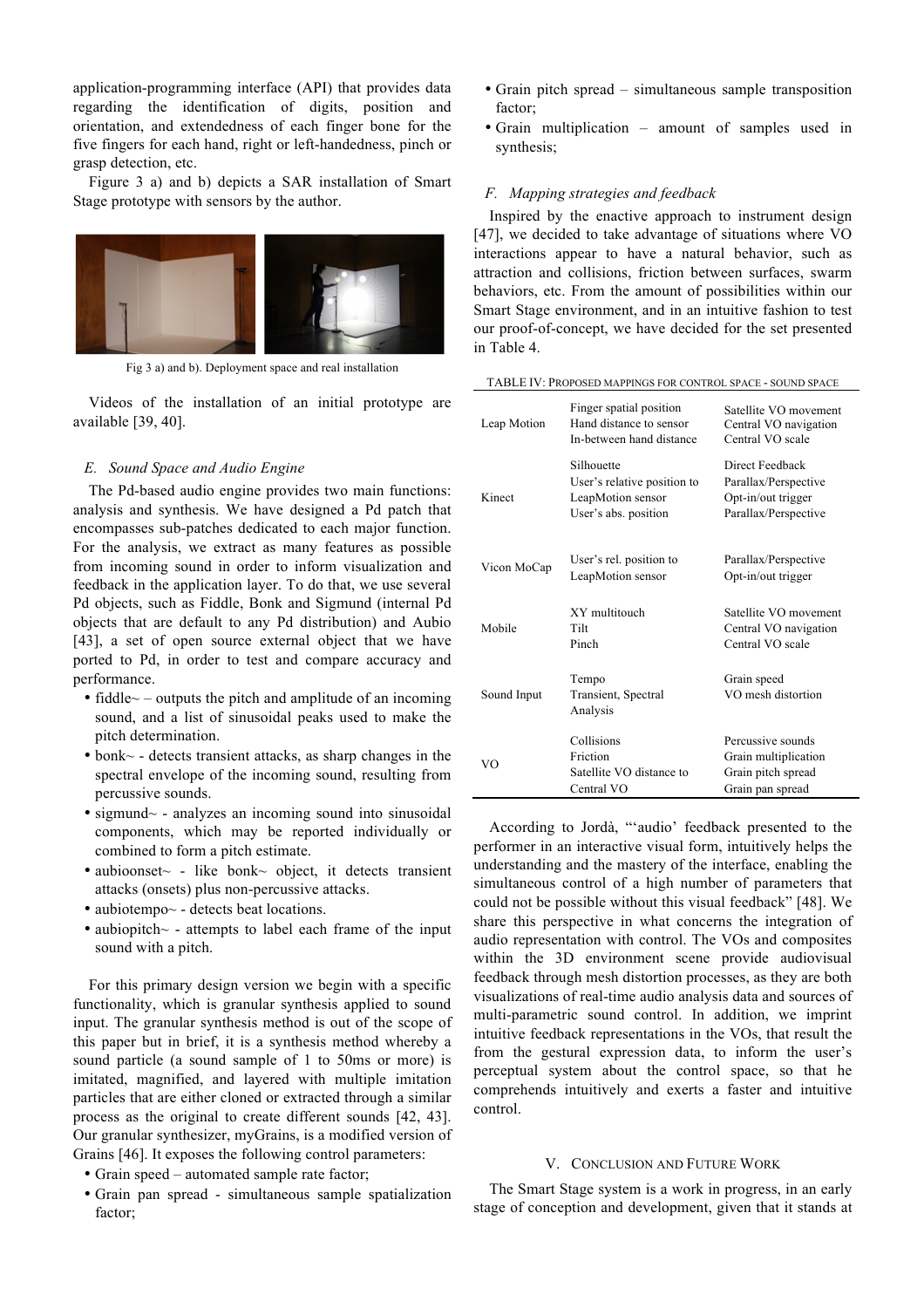application-programming interface (API) that provides data regarding the identification of digits, position and orientation, and extendedness of each finger bone for the five fingers for each hand, right or left-handedness, pinch or grasp detection, etc.

Figure 3 a) and b) depicts a SAR installation of Smart Stage prototype with sensors by the author.

Fig 3 a) and b). Deployment space and real installation

Videos of the installation of an initial prototype are available [39, 40].

### E. Sound Space and Audio Engine

The Pd-based audio engine provides two main functions: analysis and synthesis. We have designed a Pd patch that encompasses sub-patches dedicated to each major function. For the analysis, we extract as many features as possible from incoming sound in order to inform visualization and feedback in the application layer. To do that, we use several Pd objects, such as Fiddle, Bonk and Sigmund (internal Pd objects that are default to any Pd distribution) and Aubio [43], a set of open source external object that we have ported to Pd, in order to test and compare accuracy and performance.

- fiddle~ – outputs the pitch and amplitude of an incoming sound, and a list of sinusoidal peaks used to make the pitch determination.
- bonk~ - detects transient attacks, as sharp changes in the spectral envelope of the incoming sound, resulting from percussive sounds.
- sigmund~ - analyzes an incoming sound into sinusoidal components, which may be reported individually or combined to form a pitch estimate.
- aubioonset~ - like bonk~ object, it detects transient attacks (onsets) plus non-percussive attacks.
- aubiotempo~ - detects beat locations.
- aubiopitch~ - attempts to label each frame of the input sound with a pitch.

For this primary design version we begin with a specific functionality, which is granular synthesis applied to sound input. The granular synthesis method is out of the scope of this paper but in brief, it is a synthesis method whereby a sound particle (a sound sample of 1 to 50ms or more) is imitated, magnified, and layered with multiple imitation particles that are either cloned or extracted through a similar process as the original to create different sounds [42, 43]. Our granular synthesizer, myGrains, is a modified version of Grains [46]. It exposes the following control parameters:

- Grain speed – automated sample rate factor;
- Grain pan spread - simultaneous sample spatialization factor;
- Grain pitch spread – simultaneous sample transposition factor;
- Grain multiplication – amount of samples used in synthesis;

### F. Mapping strategies and feedback

Inspired by the enactive approach to instrument design [47], we decided to take advantage of situations where VO interactions appear to have a natural behavior, such as attraction and collisions, friction between surfaces, swarm behaviors, etc. From the amount of possibilities within our Smart Stage environment, and in an intuitive fashion to test our proof-of-concept, we have decided for the set presented in Table 4.

TABLE IV: PROPOSED MAPPINGS FOR CONTROL SPACE - SOUND SPACE

| | | |
|---|---|---|
| Leap Motion | Finger spatial position<br>Hand distance to sensor<br>In-between hand distance | Satellite VO movement<br>Central VO navigation<br>Central VO scale |
| Kinect | Silhouette<br>User's relative position to LeapMotion sensor<br>User's abs. position | Direct Feedback<br>Parallax/Perspective<br>Opt-in/out trigger<br>Parallax/Perspective |
| Vicon MoCap | User's rel. position to LeapMotion sensor | Parallax/Perspective<br>Opt-in/out trigger |
| Mobile | XY multitouch<br>Tilt<br>Pinch | Satellite VO movement<br>Central VO navigation<br>Central VO scale |
| Sound Input | Tempo<br>Transient, Spectral Analysis | Grain speed<br>VO mesh distortion |
| VO | Collisions<br>Friction<br>Satellite VO distance to Central VO | Percussive sounds<br>Grain multiplication<br>Grain pitch spread<br>Grain pan spread |

According to Jordà, "'audio' feedback presented to the performer in an interactive visual form, intuitively helps the understanding and the mastery of the interface, enabling the simultaneous control of a high number of parameters that could not be possible without this visual feedback" [48]. We share this perspective in what concerns the integration of audio representation with control. The VOs and composites within the 3D environment scene provide audiovisual feedback through mesh distortion processes, as they are both visualizations of real-time audio analysis data and sources of multi-parametric sound control. In addition, we imprint intuitive feedback representations in the VOs, that result the from the gestural expression data, to inform the user's perceptual system about the control space, so that he comprehends intuitively and exerts a faster and intuitive control.

## V. CONCLUSION AND FUTURE WORK

The Smart Stage system is a work in progress, in an early stage of conception and development, given that it stands at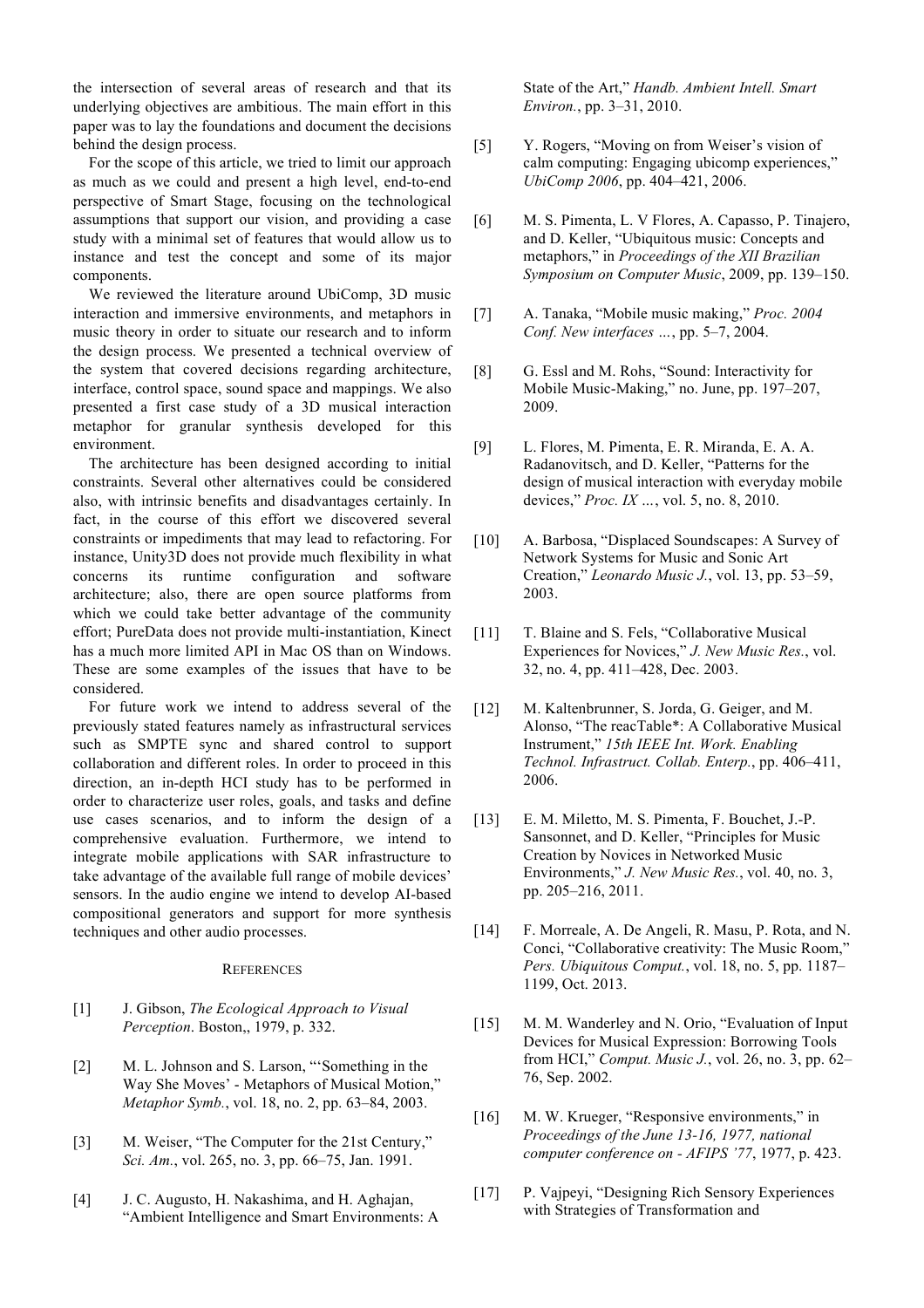the intersection of several areas of research and that its underlying objectives are ambitious. The main effort in this paper was to lay the foundations and document the decisions behind the design process.

For the scope of this article, we tried to limit our approach as much as we could and present a high level, end-to-end perspective of Smart Stage, focusing on the technological assumptions that support our vision, and providing a case study with a minimal set of features that would allow us to instance and test the concept and some of its major components.

We reviewed the literature around UbiComp, 3D music interaction and immersive environments, and metaphors in music theory in order to situate our research and to inform the design process. We presented a technical overview of the system that covered decisions regarding architecture, interface, control space, sound space and mappings. We also presented a first case study of a 3D musical interaction metaphor for granular synthesis developed for this environment.

The architecture has been designed according to initial constraints. Several other alternatives could be considered also, with intrinsic benefits and disadvantages certainly. In fact, in the course of this effort we discovered several constraints or impediments that may lead to refactoring. For instance, Unity3D does not provide much flexibility in what concerns its runtime configuration and software architecture; also, there are open source platforms from which we could take better advantage of the community effort; PureData does not provide multi-instantiation, Kinect has a much more limited API in Mac OS than on Windows. These are some examples of the issues that have to be considered.

For future work we intend to address several of the previously stated features namely as infrastructural services such as SMPTE sync and shared control to support collaboration and different roles. In order to proceed in this direction, an in-depth HCI study has to be performed in order to characterize user roles, goals, and tasks and define use cases scenarios, and to inform the design of a comprehensive evaluation. Furthermore, we intend to integrate mobile applications with SAR infrastructure to take advantage of the available full range of mobile devices' sensors. In the audio engine we intend to develop AI-based compositional generators and support for more synthesis techniques and other audio processes.

## References

[1] J. Gibson, *The Ecological Approach to Visual Perception*. Boston,, 1979, p. 332.

[2] M. L. Johnson and S. Larson, "'Something in the Way She Moves' - Metaphors of Musical Motion," *Metaphor Symb.*, vol. 18, no. 2, pp. 63–84, 2003.

[3] M. Weiser, "The Computer for the 21st Century," *Sci. Am.*, vol. 265, no. 3, pp. 66–75, Jan. 1991.

[4] J. C. Augusto, H. Nakashima, and H. Aghajan, "Ambient Intelligence and Smart Environments: A State of the Art," *Handb. Ambient Intell. Smart Environ.*, pp. 3–31, 2010.

[5] Y. Rogers, "Moving on from Weiser's vision of calm computing: Engaging ubicomp experiences," *UbiComp 2006*, pp. 404–421, 2006.

[6] M. S. Pimenta, L. V Flores, A. Capasso, P. Tinajero, and D. Keller, "Ubiquitous music: Concepts and metaphors," in *Proceedings of the XII Brazilian Symposium on Computer Music*, 2009, pp. 139–150.

[7] A. Tanaka, "Mobile music making," *Proc. 2004 Conf. New interfaces …*, pp. 5–7, 2004.

[8] G. Essl and M. Rohs, "Sound: Interactivity for Mobile Music-Making," no. June, pp. 197–207, 2009.

[9] L. Flores, M. Pimenta, E. R. Miranda, E. A. A. Radanovitsch, and D. Keller, "Patterns for the design of musical interaction with everyday mobile devices," *Proc. IX …*, vol. 5, no. 8, 2010.

[10] A. Barbosa, "Displaced Soundscapes: A Survey of Network Systems for Music and Sonic Art Creation," *Leonardo Music J.*, vol. 13, pp. 53–59, 2003.

[11] T. Blaine and S. Fels, "Collaborative Musical Experiences for Novices," *J. New Music Res.*, vol. 32, no. 4, pp. 411–428, Dec. 2003.

[12] M. Kaltenbrunner, S. Jorda, G. Geiger, and M. Alonso, "The reacTable*: A Collaborative Musical Instrument," *15th IEEE Int. Work. Enabling Technol. Infrastruct. Collab. Enterp.*, pp. 406–411, 2006.

[13] E. M. Miletto, M. S. Pimenta, F. Bouchet, J.-P. Sansonnet, and D. Keller, "Principles for Music Creation by Novices in Networked Music Environments," *J. New Music Res.*, vol. 40, no. 3, pp. 205–216, 2011.

[14] F. Morreale, A. De Angeli, R. Masu, P. Rota, and N. Conci, "Collaborative creativity: The Music Room," *Pers. Ubiquitous Comput.*, vol. 18, no. 5, pp. 1187–1199, Oct. 2013.

[15] M. M. Wanderley and N. Orio, "Evaluation of Input Devices for Musical Expression: Borrowing Tools from HCI," *Comput. Music J.*, vol. 26, no. 3, pp. 62–76, Sep. 2002.

[16] M. W. Krueger, "Responsive environments," in *Proceedings of the June 13-16, 1977, national computer conference on - AFIPS '77*, 1977, p. 423.

[17] P. Vajpeyi, "Designing Rich Sensory Experiences with Strategies of Transformation and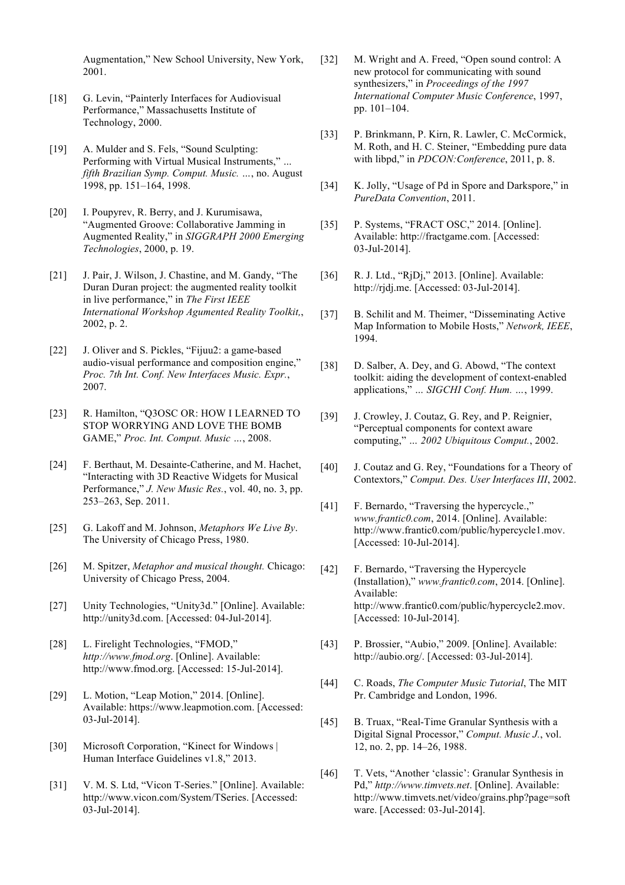Augmentation," New School University, New York, 2001.

[18] G. Levin, "Painterly Interfaces for Audiovisual Performance," Massachusetts Institute of Technology, 2000.

[19] A. Mulder and S. Fels, "Sound Sculpting: Performing with Virtual Musical Instruments," ... *fifth Brazilian Symp. Comput. Music. …*, no. August 1998, pp. 151–164, 1998.

[20] I. Poupyrev, R. Berry, and J. Kurumisawa, "Augmented Groove: Collaborative Jamming in Augmented Reality," in *SIGGRAPH 2000 Emerging Technologies*, 2000, p. 19.

[21] J. Pair, J. Wilson, J. Chastine, and M. Gandy, "The Duran Duran project: the augmented reality toolkit in live performance," in *The First IEEE International Workshop Agumented Reality Toolkit,*, 2002, p. 2.

[22] J. Oliver and S. Pickles, "Fijuu2: a game-based audio-visual performance and composition engine," *Proc. 7th Int. Conf. New Interfaces Music. Expr.*, 2007.

[23] R. Hamilton, "Q3OSC OR: HOW I LEARNED TO STOP WORRYING AND LOVE THE BOMB GAME," *Proc. Int. Comput. Music …*, 2008.

[24] F. Berthaut, M. Desainte-Catherine, and M. Hachet, "Interacting with 3D Reactive Widgets for Musical Performance," *J. New Music Res.*, vol. 40, no. 3, pp. 253–263, Sep. 2011.

[25] G. Lakoff and M. Johnson, *Metaphors We Live By.* The University of Chicago Press, 1980.

[26] M. Spitzer, *Metaphor and musical thought.* Chicago: University of Chicago Press, 2004.

[27] Unity Technologies, "Unity3d." [Online]. Available: http://unity3d.com. [Accessed: 04-Jul-2014].

[28] L. Firelight Technologies, "FMOD," *http://www.fmod.org*. [Online]. Available: http://www.fmod.org. [Accessed: 15-Jul-2014].

[29] L. Motion, "Leap Motion," 2014. [Online]. Available: https://www.leapmotion.com. [Accessed: 03-Jul-2014].

[30] Microsoft Corporation, "Kinect for Windows | Human Interface Guidelines v1.8," 2013.

[31] V. M. S. Ltd, "Vicon T-Series." [Online]. Available: http://www.vicon.com/System/TSeries. [Accessed: 03-Jul-2014].

[32] M. Wright and A. Freed, "Open sound control: A new protocol for communicating with sound synthesizers," in *Proceedings of the 1997 International Computer Music Conference*, 1997, pp. 101–104.

[33] P. Brinkmann, P. Kirn, R. Lawler, C. McCormick, M. Roth, and H. C. Steiner, "Embedding pure data with libpd," in *PDCON:Conference*, 2011, p. 8.

[34] K. Jolly, "Usage of Pd in Spore and Darkspore," in *PureData Convention*, 2011.

[35] P. Systems, "FRACT OSC," 2014. [Online]. Available: http://fractgame.com. [Accessed: 03-Jul-2014].

[36] R. J. Ltd., "RjDj," 2013. [Online]. Available: http://rjdj.me. [Accessed: 03-Jul-2014].

[37] B. Schilit and M. Theimer, "Disseminating Active Map Information to Mobile Hosts," *Network, IEEE*, 1994.

[38] D. Salber, A. Dey, and G. Abowd, "The context toolkit: aiding the development of context-enabled applications," *… SIGCHI Conf. Hum. …*, 1999.

[39] J. Crowley, J. Coutaz, G. Rey, and P. Reignier, "Perceptual components for context aware computing," *… 2002 Ubiquitous Comput.*, 2002.

[40] J. Coutaz and G. Rey, "Foundations for a Theory of Contextors," *Comput. Des. User Interfaces III*, 2002.

[41] F. Bernardo, "Traversing the hypercycle.," *www.frantic0.com*, 2014. [Online]. Available: http://www.frantic0.com/public/hypercycle1.mov. [Accessed: 10-Jul-2014].

[42] F. Bernardo, "Traversing the Hypercycle (Installation)," *www.frantic0.com*, 2014. [Online]. Available: http://www.frantic0.com/public/hypercycle2.mov. [Accessed: 10-Jul-2014].

[43] P. Brossier, "Aubio," 2009. [Online]. Available: http://aubio.org/. [Accessed: 03-Jul-2014].

[44] C. Roads, *The Computer Music Tutorial*, The MIT Pr. Cambridge and London, 1996.

[45] B. Truax, "Real-Time Granular Synthesis with a Digital Signal Processor," *Comput. Music J.*, vol. 12, no. 2, pp. 14–26, 1988.

[46] T. Vets, "Another 'classic': Granular Synthesis in Pd," *http://www.timvets.net*. [Online]. Available: http://www.timvets.net/video/grains.php?page=software. [Accessed: 03-Jul-2014].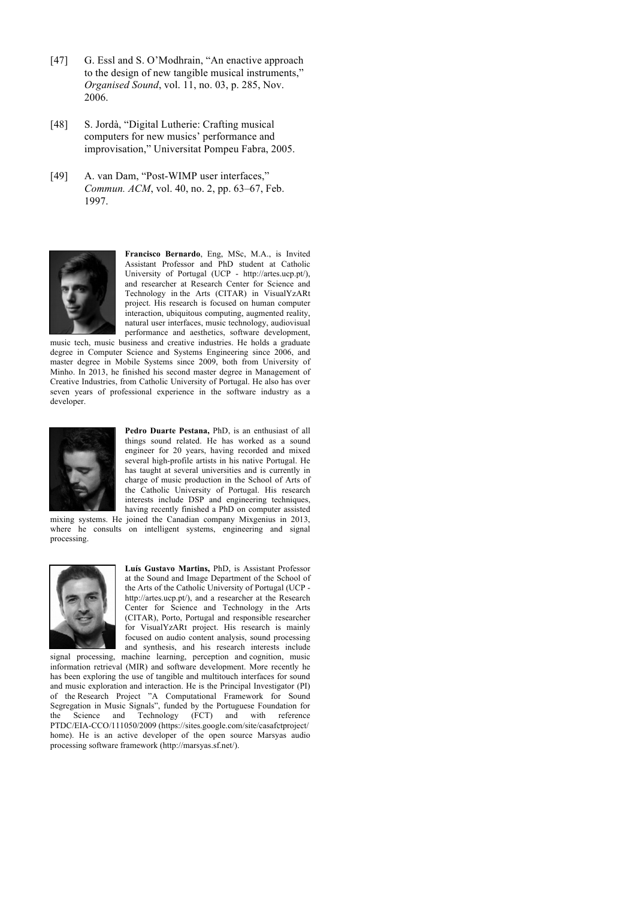[47] G. Essl and S. O'Modhrain, "An enactive approach to the design of new tangible musical instruments," *Organised Sound*, vol. 11, no. 03, p. 285, Nov. 2006.

[48] S. Jordà, "Digital Lutherie: Crafting musical computers for new musics' performance and improvisation," Universitat Pompeu Fabra, 2005.

[49] A. van Dam, "Post-WIMP user interfaces," *Commun. ACM*, vol. 40, no. 2, pp. 63–67, Feb. 1997.

**Francisco Bernardo**, Eng, MSc, M.A., is Invited Assistant Professor and PhD student at Catholic University of Portugal (UCP - http://artes.ucp.pt/), and researcher at Research Center for Science and Technology in the Arts (CITAR) in VisualYzARt project. His research is focused on human computer interaction, ubiquitous computing, augmented reality, natural user interfaces, music technology, audiovisual performance and aesthetics, software development, music tech, music business and creative industries. He holds a graduate degree in Computer Science and Systems Engineering since 2006, and master degree in Mobile Systems since 2009, both from University of Minho. In 2013, he finished his second master degree in Management of Creative Industries, from Catholic University of Portugal. He also has over seven years of professional experience in the software industry as a developer.

**Pedro Duarte Pestana,** PhD, is an enthusiast of all things sound related. He has worked as a sound engineer for 20 years, having recorded and mixed several high-profile artists in his native Portugal. He has taught at several universities and is currently in charge of music production in the School of Arts of the Catholic University of Portugal. His research interests include DSP and engineering techniques, having recently finished a PhD on computer assisted mixing systems. He joined the Canadian company Mixgenius in 2013, where he consults on intelligent systems, engineering and signal processing.

**Luís Gustavo Martins,** PhD, is Assistant Professor at the Sound and Image Department of the School of the Arts of the Catholic University of Portugal (UCP - http://artes.ucp.pt/), and a researcher at the Research Center for Science and Technology in the Arts (CITAR), Porto, Portugal and responsible researcher for VisualYzARt project. His research is mainly focused on audio content analysis, sound processing and synthesis, and his research interests include signal processing, machine learning, perception and cognition, music information retrieval (MIR) and software development. More recently he has been exploring the use of tangible and multitouch interfaces for sound and music exploration and interaction. He is the Principal Investigator (PI) of the Research Project "A Computational Framework for Sound Segregation in Music Signals", funded by the Portuguese Foundation for the Science and Technology (FCT) and with reference PTDC/EIA-CCO/111050/2009 (https://sites.google.com/site/casafctproject/home). He is an active developer of the open source Marsyas audio processing software framework (http://marsyas.sf.net/).